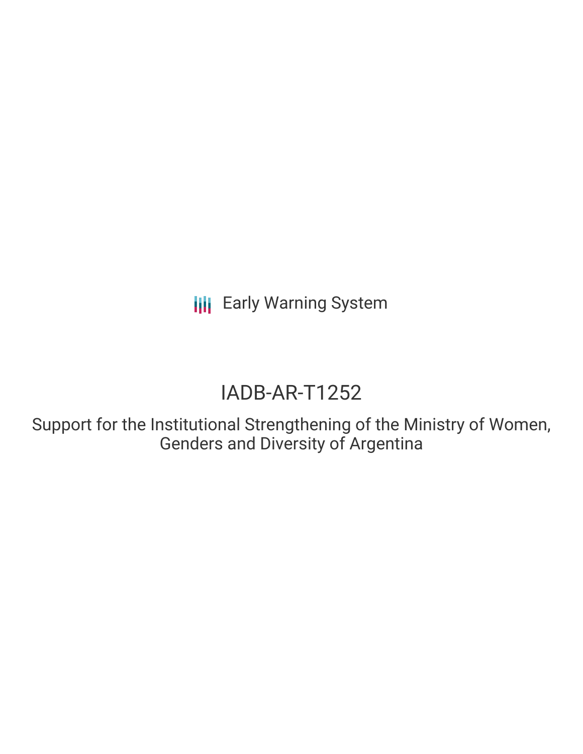Early Warning System

# IADB-AR-T1252

## Support for the Institutional Strengthening of the Ministry of Women, Genders and Diversity of Argentina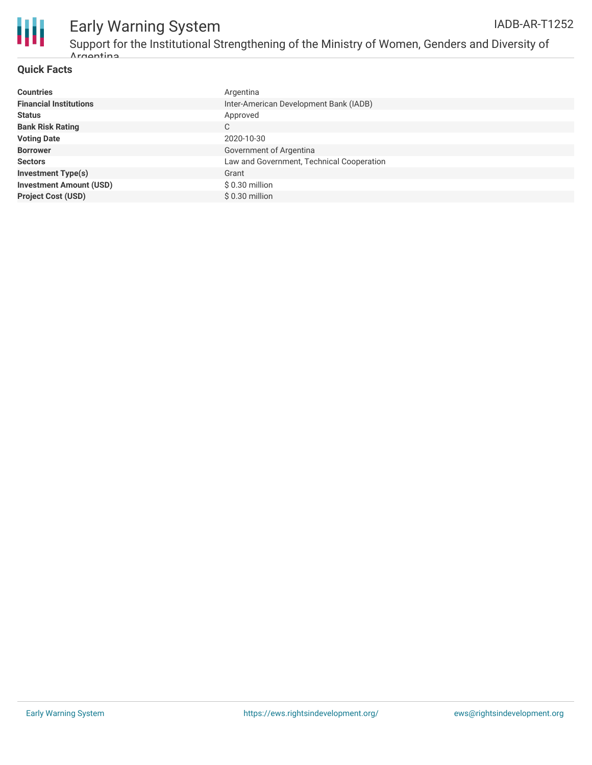## Quick Facts

| | |
|---|---|
| **Countries** | Argentina |
| **Financial Institutions** | Inter-American Development Bank (IADB) |
| **Status** | Approved |
| **Bank Risk Rating** | C |
| **Voting Date** | 2020-10-30 |
| **Borrower** | Government of Argentina |
| **Sectors** | Law and Government, Technical Cooperation |
| **Investment Type(s)** | Grant |
| **Investment Amount (USD)** | $ 0.30 million |
| **Project Cost (USD)** | $ 0.30 million |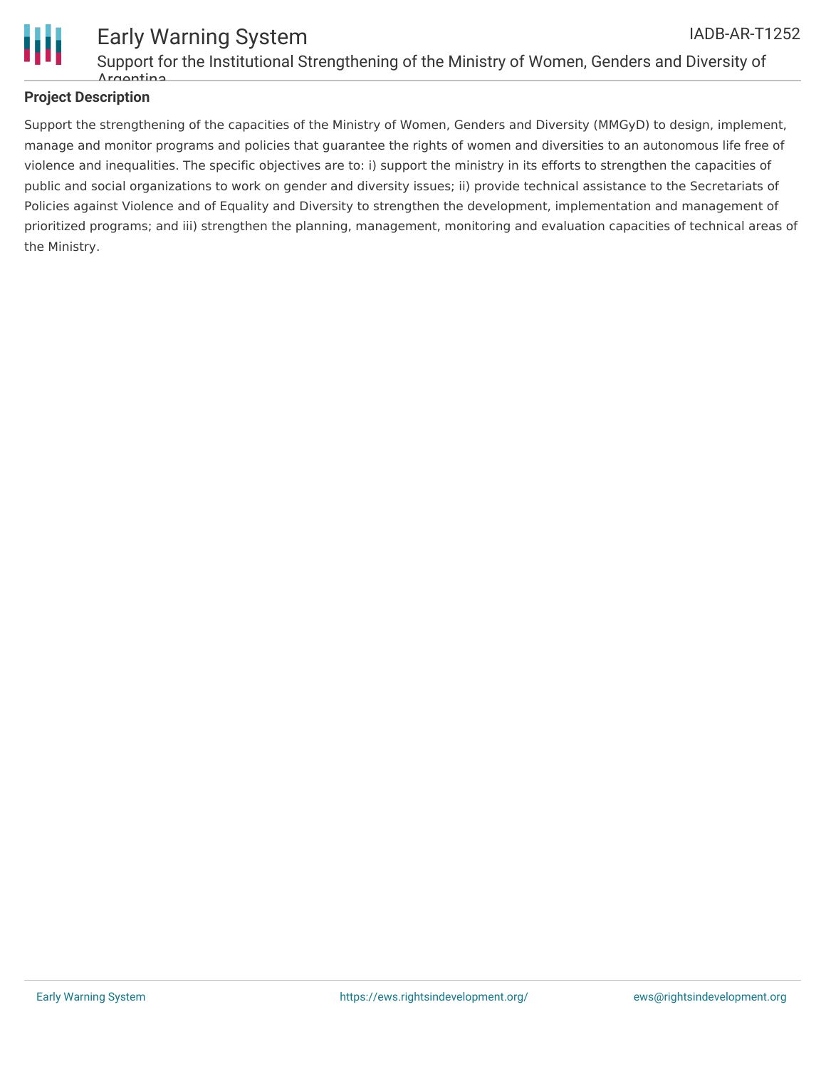## Project Description

Support the strengthening of the capacities of the Ministry of Women, Genders and Diversity (MMGyD) to design, implement, manage and monitor programs and policies that guarantee the rights of women and diversities to an autonomous life free of violence and inequalities. The specific objectives are to: i) support the ministry in its efforts to strengthen the capacities of public and social organizations to work on gender and diversity issues; ii) provide technical assistance to the Secretariats of Policies against Violence and of Equality and Diversity to strengthen the development, implementation and management of prioritized programs; and iii) strengthen the planning, management, monitoring and evaluation capacities of technical areas of the Ministry.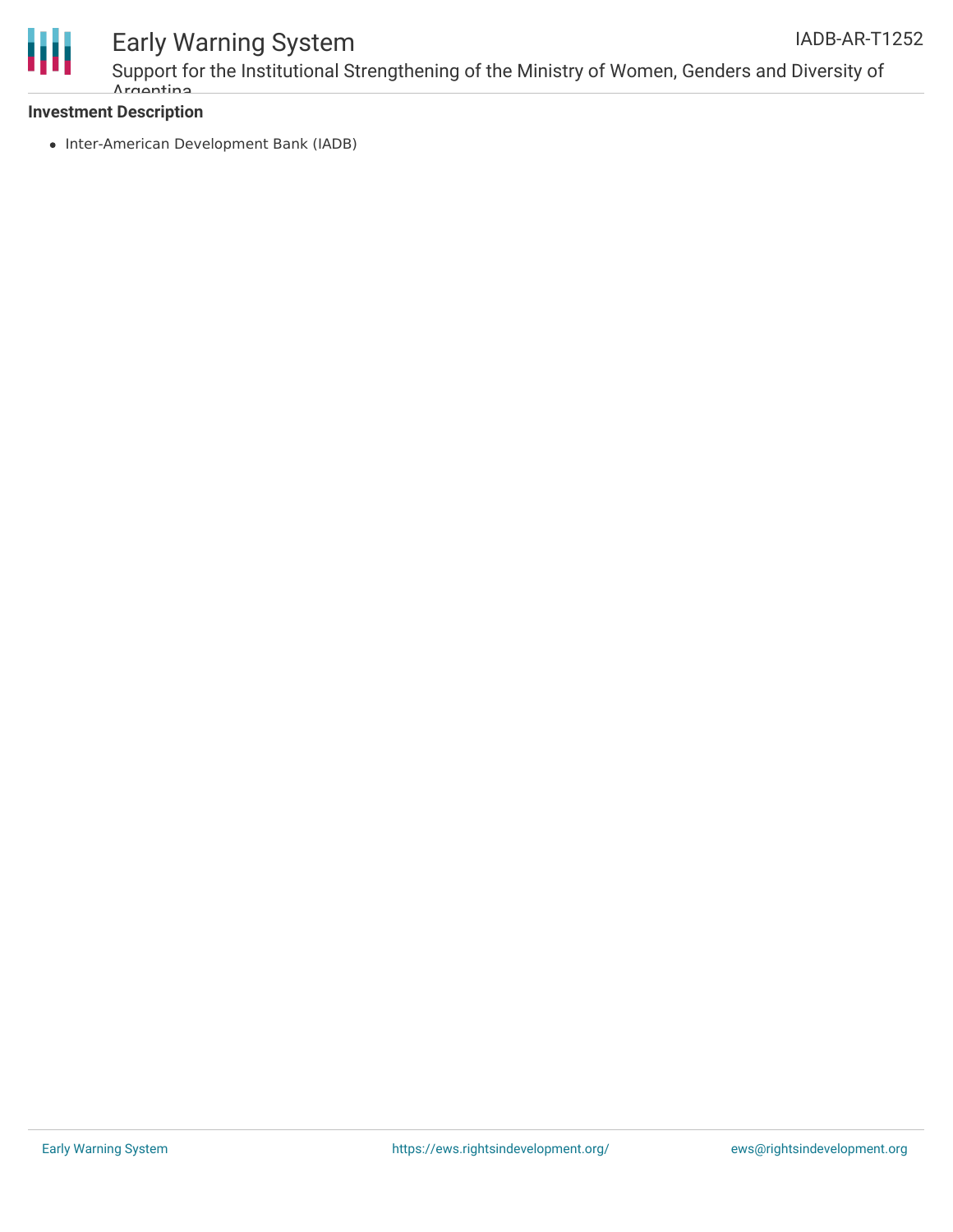**Investment Description**

- Inter-American Development Bank (IADB)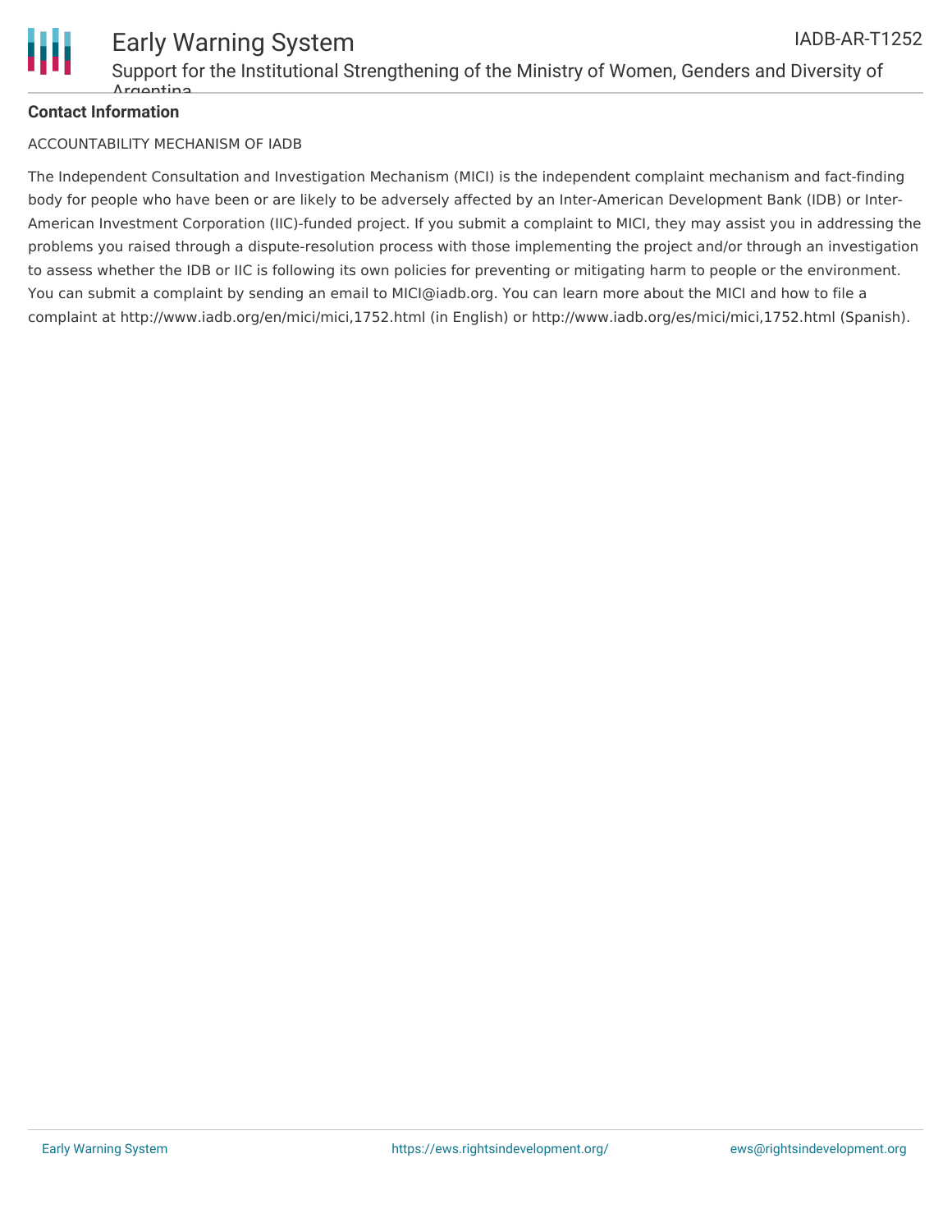**Contact Information**

ACCOUNTABILITY MECHANISM OF IADB

The Independent Consultation and Investigation Mechanism (MICI) is the independent complaint mechanism and fact-finding body for people who have been or are likely to be adversely affected by an Inter-American Development Bank (IDB) or Inter-American Investment Corporation (IIC)-funded project. If you submit a complaint to MICI, they may assist you in addressing the problems you raised through a dispute-resolution process with those implementing the project and/or through an investigation to assess whether the IDB or IIC is following its own policies for preventing or mitigating harm to people or the environment. You can submit a complaint by sending an email to MICI@iadb.org. You can learn more about the MICI and how to file a complaint at http://www.iadb.org/en/mici/mici,1752.html (in English) or http://www.iadb.org/es/mici/mici,1752.html (Spanish).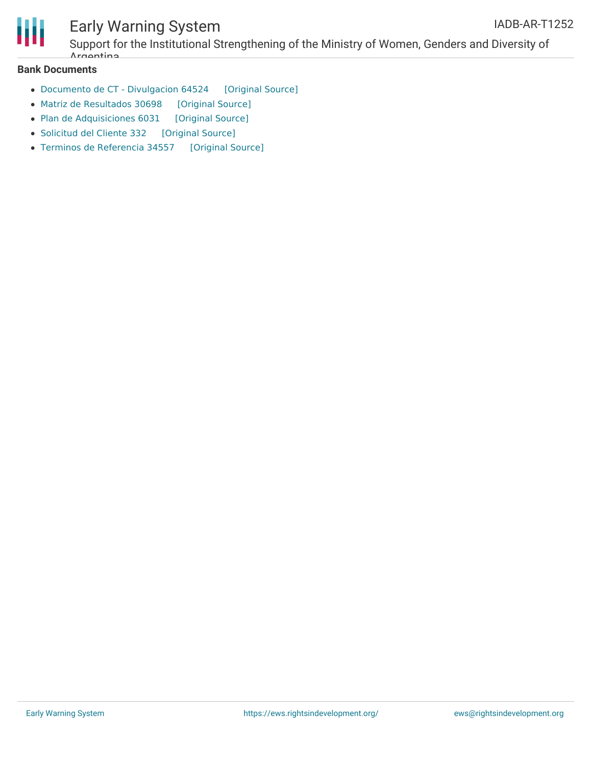## Bank Documents

- Documento de CT - Divulgacion 64524 [Original Source]
- Matriz de Resultados 30698 [Original Source]
- Plan de Adquisiciones 6031 [Original Source]
- Solicitud del Cliente 332 [Original Source]
- Terminos de Referencia 34557 [Original Source]